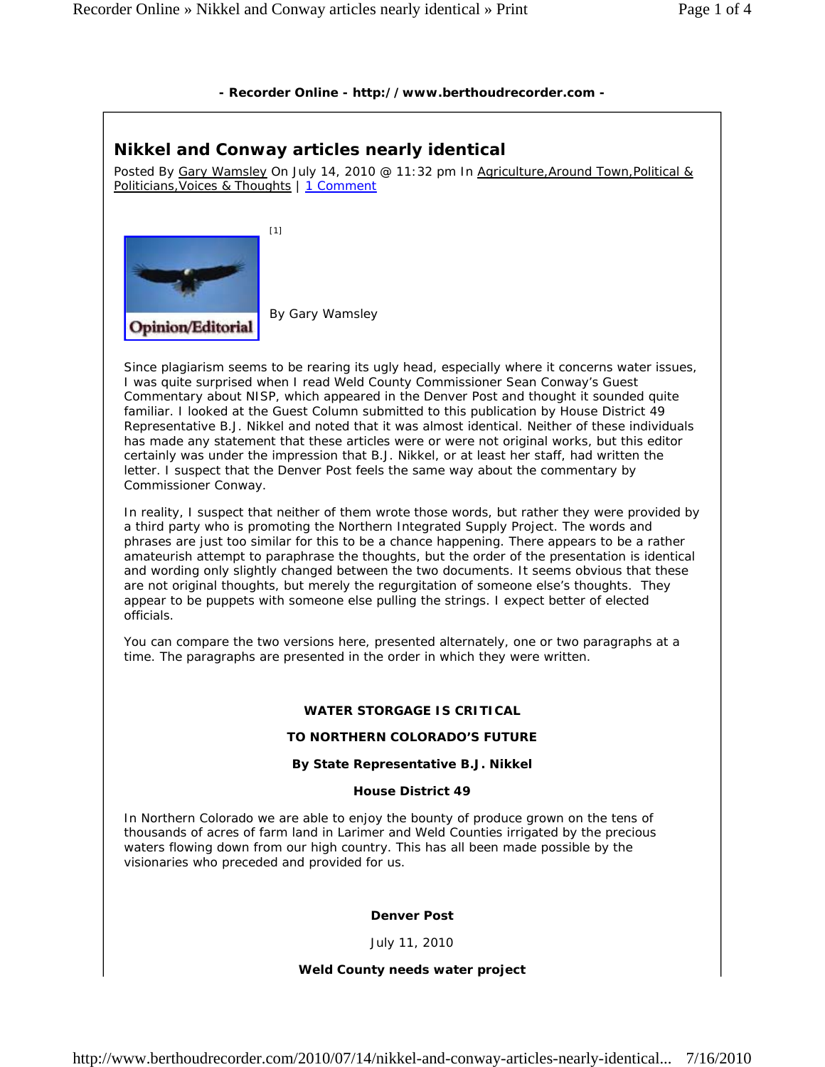- **Recorder Online - http://www.berthoudrecorder.com -**

# Nikkel and Conway articles nearly identical

Posted By Gary Wamsley On July 14, 2010 @ 11:32 pm In Agriculture,Around Town,Political & Politicians,Voices & Thoughts | 1 Comment

[1]

Opinion/Editorial

By Gary Wamsley

Since plagiarism seems to be rearing its ugly head, especially where it concerns water issues, I was quite surprised when I read Weld County Commissioner Sean Conway's Guest Commentary about NISP, which appeared in the Denver Post and thought it sounded quite familiar. I looked at the Guest Column submitted to this publication by House District 49 Representative B.J. Nikkel and noted that it was almost identical. Neither of these individuals has made any statement that these articles were or were not original works, but this editor certainly was under the impression that B.J. Nikkel, or at least her staff, had written the letter. I suspect that the Denver Post feels the same way about the commentary by Commissioner Conway.

In reality, I suspect that neither of them wrote those words, but rather they were provided by a third party who is promoting the Northern Integrated Supply Project. The words and phrases are just too similar for this to be a chance happening. There appears to be a rather amateurish attempt to paraphrase the thoughts, but the order of the presentation is identical and wording only slightly changed between the two documents. It seems obvious that these are not original thoughts, but merely the regurgitation of someone else's thoughts. They appear to be puppets with someone else pulling the strings. I expect better of elected officials.

You can compare the two versions here, presented alternately, one or two paragraphs at a time. The paragraphs are presented in the order in which they were written.

**WATER STORGAGE IS CRITICAL**

**TO NORTHERN COLORADO'S FUTURE**

**By State Representative B.J. Nikkel**

**House District 49**

In Northern Colorado we are able to enjoy the bounty of produce grown on the tens of thousands of acres of farm land in Larimer and Weld Counties irrigated by the precious waters flowing down from our high country. This has all been made possible by the visionaries who preceded and provided for us.

**Denver Post**

July 11, 2010

**Weld County needs water project**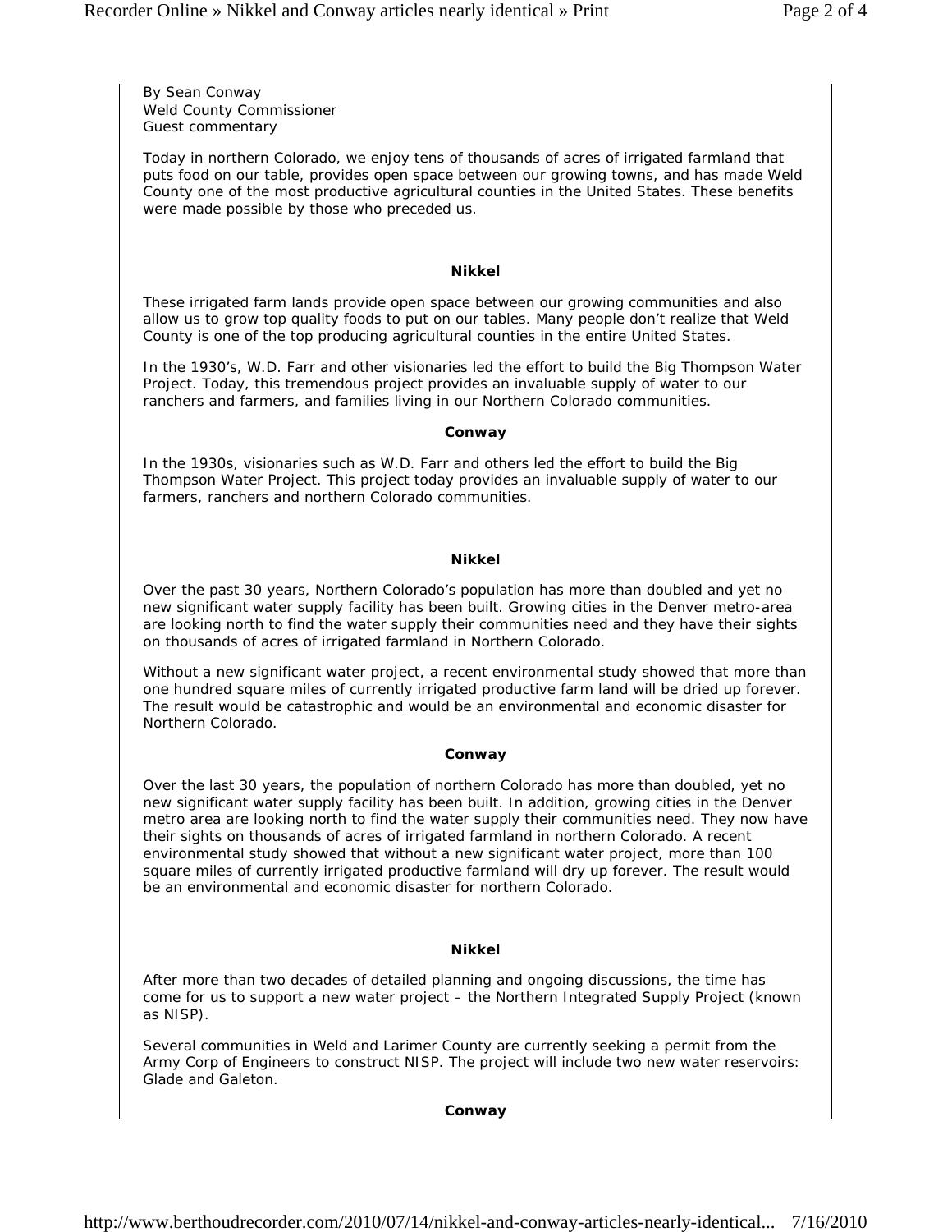By Sean Conway
Weld County Commissioner
Guest commentary

Today in northern Colorado, we enjoy tens of thousands of acres of irrigated farmland that puts food on our table, provides open space between our growing towns, and has made Weld County one of the most productive agricultural counties in the United States. These benefits were made possible by those who preceded us.

**Nikkel**

These irrigated farm lands provide open space between our growing communities and also allow us to grow top quality foods to put on our tables. Many people don't realize that Weld County is one of the top producing agricultural counties in the entire United States.

In the 1930's, W.D. Farr and other visionaries led the effort to build the Big Thompson Water Project. Today, this tremendous project provides an invaluable supply of water to our ranchers and farmers, and families living in our Northern Colorado communities.

**Conway**

In the 1930s, visionaries such as W.D. Farr and others led the effort to build the Big Thompson Water Project. This project today provides an invaluable supply of water to our farmers, ranchers and northern Colorado communities.

**Nikkel**

Over the past 30 years, Northern Colorado's population has more than doubled and yet no new significant water supply facility has been built. Growing cities in the Denver metro-area are looking north to find the water supply their communities need and they have their sights on thousands of acres of irrigated farmland in Northern Colorado.

Without a new significant water project, a recent environmental study showed that more than one hundred square miles of currently irrigated productive farm land will be dried up forever. The result would be catastrophic and would be an environmental and economic disaster for Northern Colorado.

**Conway**

Over the last 30 years, the population of northern Colorado has more than doubled, yet no new significant water supply facility has been built. In addition, growing cities in the Denver metro area are looking north to find the water supply their communities need. They now have their sights on thousands of acres of irrigated farmland in northern Colorado. A recent environmental study showed that without a new significant water project, more than 100 square miles of currently irrigated productive farmland will dry up forever. The result would be an environmental and economic disaster for northern Colorado.

**Nikkel**

After more than two decades of detailed planning and ongoing discussions, the time has come for us to support a new water project – the Northern Integrated Supply Project (known as NISP).

Several communities in Weld and Larimer County are currently seeking a permit from the Army Corp of Engineers to construct NISP. The project will include two new water reservoirs: Glade and Galeton.

**Conway**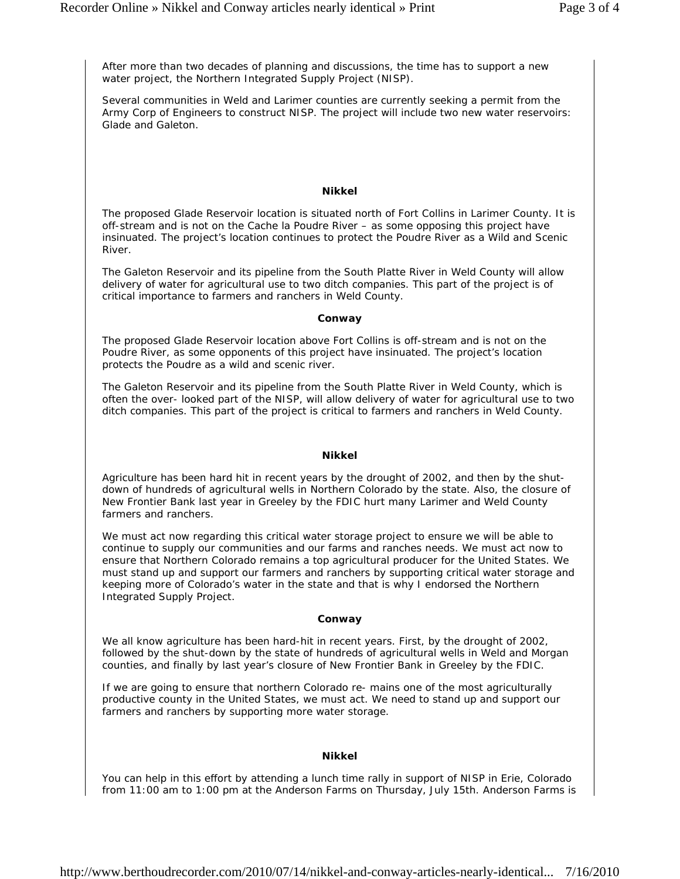After more than two decades of planning and discussions, the time has to support a new water project, the Northern Integrated Supply Project (NISP).

Several communities in Weld and Larimer counties are currently seeking a permit from the Army Corp of Engineers to construct NISP. The project will include two new water reservoirs: Glade and Galeton.

**Nikkel**

The proposed Glade Reservoir location is situated north of Fort Collins in Larimer County. It is off-stream and is not on the Cache la Poudre River – as some opposing this project have insinuated. The project's location continues to protect the Poudre River as a Wild and Scenic River.

The Galeton Reservoir and its pipeline from the South Platte River in Weld County will allow delivery of water for agricultural use to two ditch companies. This part of the project is of critical importance to farmers and ranchers in Weld County.

**Conway**

The proposed Glade Reservoir location above Fort Collins is off-stream and is not on the Poudre River, as some opponents of this project have insinuated. The project's location protects the Poudre as a wild and scenic river.

The Galeton Reservoir and its pipeline from the South Platte River in Weld County, which is often the over- looked part of the NISP, will allow delivery of water for agricultural use to two ditch companies. This part of the project is critical to farmers and ranchers in Weld County.

**Nikkel**

Agriculture has been hard hit in recent years by the drought of 2002, and then by the shut-down of hundreds of agricultural wells in Northern Colorado by the state. Also, the closure of New Frontier Bank last year in Greeley by the FDIC hurt many Larimer and Weld County farmers and ranchers.

We must act now regarding this critical water storage project to ensure we will be able to continue to supply our communities and our farms and ranches needs. We must act now to ensure that Northern Colorado remains a top agricultural producer for the United States. We must stand up and support our farmers and ranchers by supporting critical water storage and keeping more of Colorado's water in the state and that is why I endorsed the Northern Integrated Supply Project.

**Conway**

We all know agriculture has been hard-hit in recent years. First, by the drought of 2002, followed by the shut-down by the state of hundreds of agricultural wells in Weld and Morgan counties, and finally by last year's closure of New Frontier Bank in Greeley by the FDIC.

If we are going to ensure that northern Colorado re- mains one of the most agriculturally productive county in the United States, we must act. We need to stand up and support our farmers and ranchers by supporting more water storage.

**Nikkel**

You can help in this effort by attending a lunch time rally in support of NISP in Erie, Colorado from 11:00 am to 1:00 pm at the Anderson Farms on Thursday, July 15th. Anderson Farms is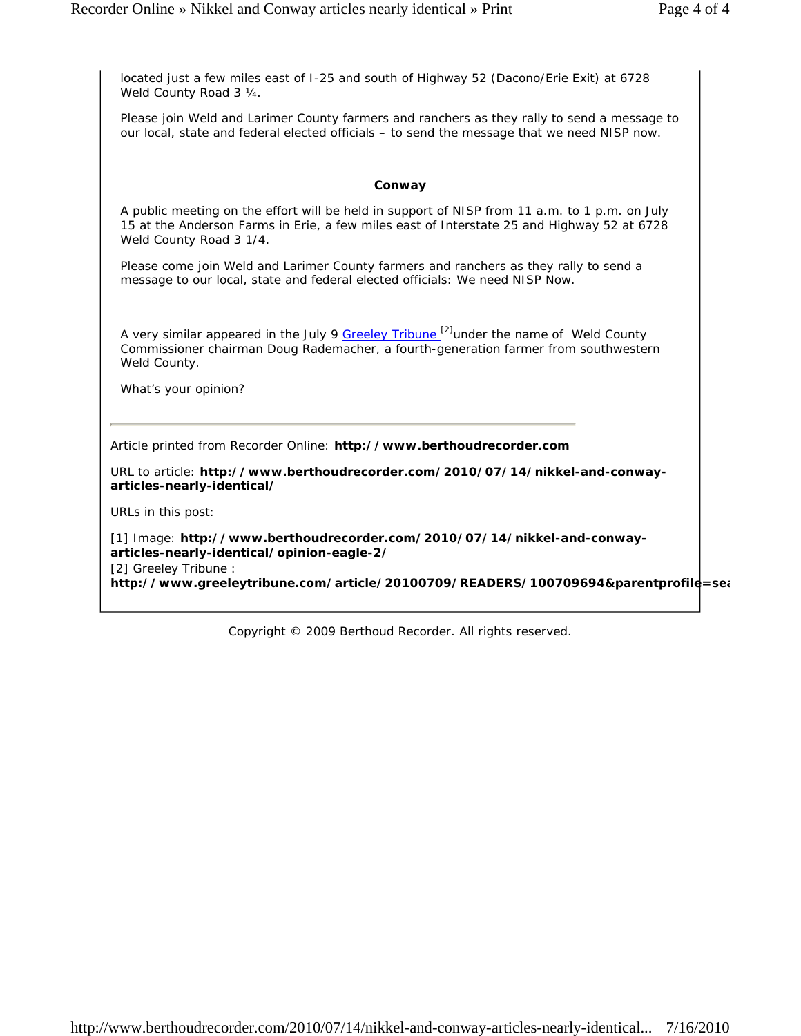located just a few miles east of I-25 and south of Highway 52 (Dacono/Erie Exit) at 6728 Weld County Road 3 ¼.

Please join Weld and Larimer County farmers and ranchers as they rally to send a message to our local, state and federal elected officials – to send the message that we need NISP now.

**Conway**

A public meeting on the effort will be held in support of NISP from 11 a.m. to 1 p.m. on July 15 at the Anderson Farms in Erie, a few miles east of Interstate 25 and Highway 52 at 6728 Weld County Road 3 1/4.

Please come join Weld and Larimer County farmers and ranchers as they rally to send a message to our local, state and federal elected officials: We need NISP Now.

A very similar appeared in the July 9 Greeley Tribune [2] under the name of Weld County Commissioner chairman Doug Rademacher, a fourth-generation farmer from southwestern Weld County.

What's your opinion?

---

Article printed from Recorder Online: **http://www.berthoudrecorder.com**

URL to article: **http://www.berthoudrecorder.com/2010/07/14/nikkel-and-conway-articles-nearly-identical/**

URLs in this post:

[1] Image: **http://www.berthoudrecorder.com/2010/07/14/nikkel-and-conway-articles-nearly-identical/opinion-eagle-2/**
[2] Greeley Tribune : **http://www.greeleytribune.com/article/20100709/READERS/100709694&parentprofile=sea**

Copyright © 2009 Berthoud Recorder. All rights reserved.